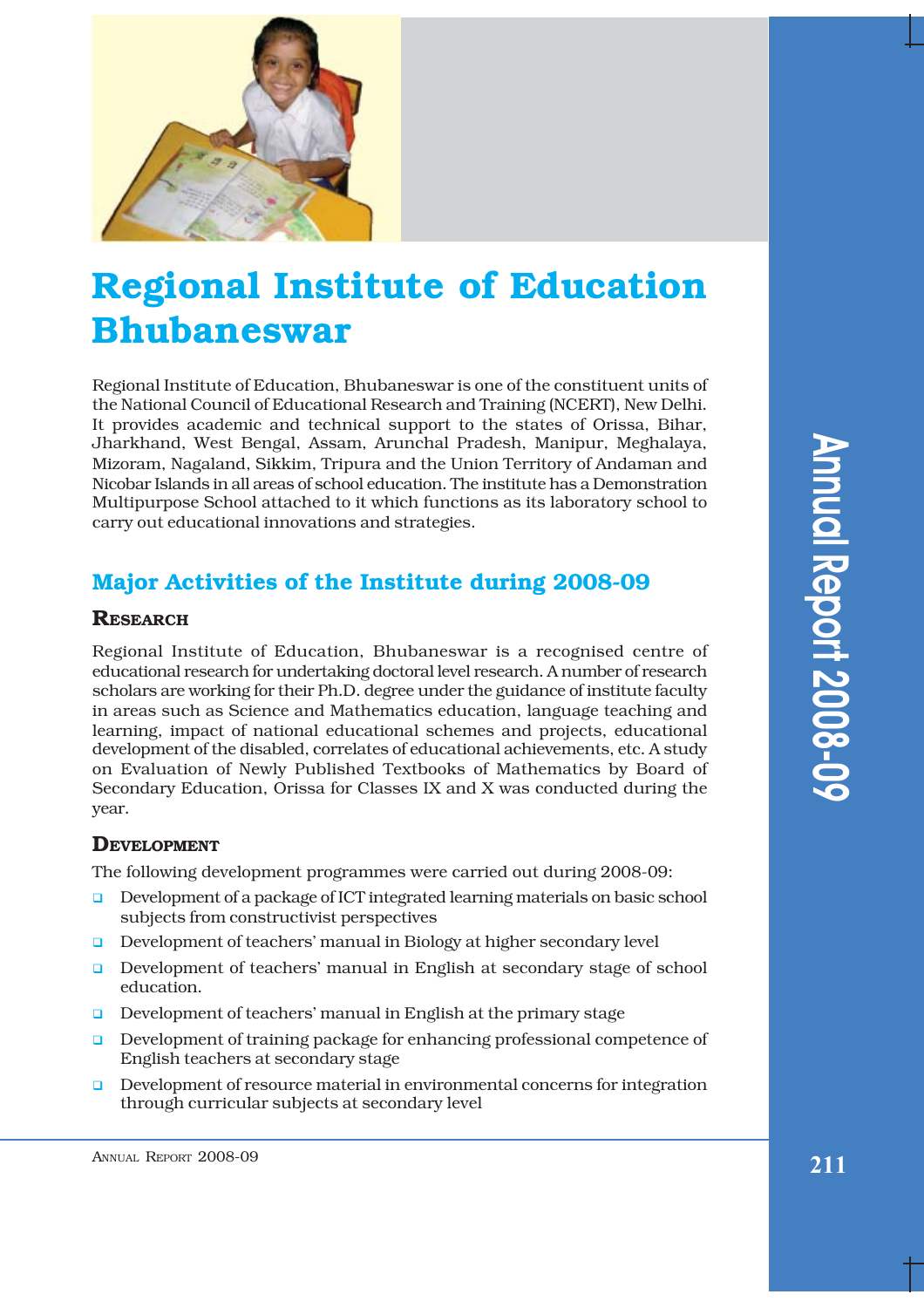# Regional Institute of Education Bhubaneswar

Regional Institute of Education, Bhubaneswar is one of the constituent units of the National Council of Educational Research and Training (NCERT), New Delhi. It provides academic and technical support to the states of Orissa, Bihar, Jharkhand, West Bengal, Assam, Arunchal Pradesh, Manipur, Meghalaya, Mizoram, Nagaland, Sikkim, Tripura and the Union Territory of Andaman and Nicobar Islands in all areas of school education. The institute has a Demonstration Multipurpose School attached to it which functions as its laboratory school to carry out educational innovations and strategies.

## Major Activities of the Institute during 2008-09

### Research

Regional Institute of Education, Bhubaneswar is a recognised centre of educational research for undertaking doctoral level research. A number of research scholars are working for their Ph.D. degree under the guidance of institute faculty in areas such as Science and Mathematics education, language teaching and learning, impact of national educational schemes and projects, educational development of the disabled, correlates of educational achievements, etc. A study on Evaluation of Newly Published Textbooks of Mathematics by Board of Secondary Education, Orissa for Classes IX and X was conducted during the year.

### Development

The following development programmes were carried out during 2008-09:

- Development of a package of ICT integrated learning materials on basic school subjects from constructivist perspectives
- Development of teachers' manual in Biology at higher secondary level
- Development of teachers' manual in English at secondary stage of school education.
- Development of teachers' manual in English at the primary stage
- Development of training package for enhancing professional competence of English teachers at secondary stage
- Development of resource material in environmental concerns for integration through curricular subjects at secondary level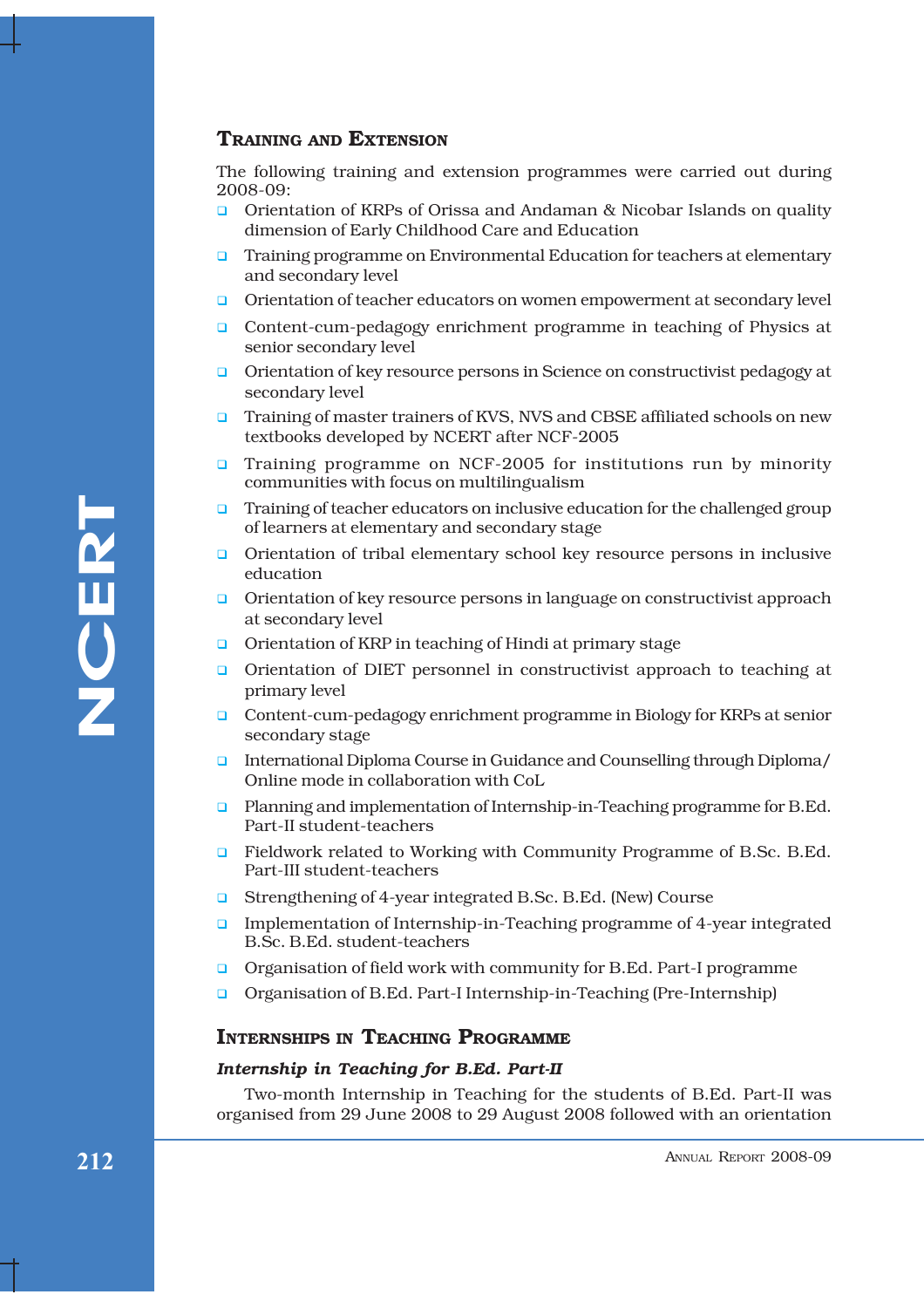## Training and Extension

The following training and extension programmes were carried out during 2008-09:

- Orientation of KRPs of Orissa and Andaman & Nicobar Islands on quality dimension of Early Childhood Care and Education
- Training programme on Environmental Education for teachers at elementary and secondary level
- Orientation of teacher educators on women empowerment at secondary level
- Content-cum-pedagogy enrichment programme in teaching of Physics at senior secondary level
- Orientation of key resource persons in Science on constructivist pedagogy at secondary level
- Training of master trainers of KVS, NVS and CBSE affiliated schools on new textbooks developed by NCERT after NCF-2005
- Training programme on NCF-2005 for institutions run by minority communities with focus on multilingualism
- Training of teacher educators on inclusive education for the challenged group of learners at elementary and secondary stage
- Orientation of tribal elementary school key resource persons in inclusive education
- Orientation of key resource persons in language on constructivist approach at secondary level
- Orientation of KRP in teaching of Hindi at primary stage
- Orientation of DIET personnel in constructivist approach to teaching at primary level
- Content-cum-pedagogy enrichment programme in Biology for KRPs at senior secondary stage
- International Diploma Course in Guidance and Counselling through Diploma/ Online mode in collaboration with CoL
- Planning and implementation of Internship-in-Teaching programme for B.Ed. Part-II student-teachers
- Fieldwork related to Working with Community Programme of B.Sc. B.Ed. Part-III student-teachers
- Strengthening of 4-year integrated B.Sc. B.Ed. (New) Course
- Implementation of Internship-in-Teaching programme of 4-year integrated B.Sc. B.Ed. student-teachers
- Organisation of field work with community for B.Ed. Part-I programme
- Organisation of B.Ed. Part-I Internship-in-Teaching (Pre-Internship)

## Internships in Teaching Programme

### *Internship in Teaching for B.Ed. Part-II*

Two-month Internship in Teaching for the students of B.Ed. Part-II was organised from 29 June 2008 to 29 August 2008 followed with an orientation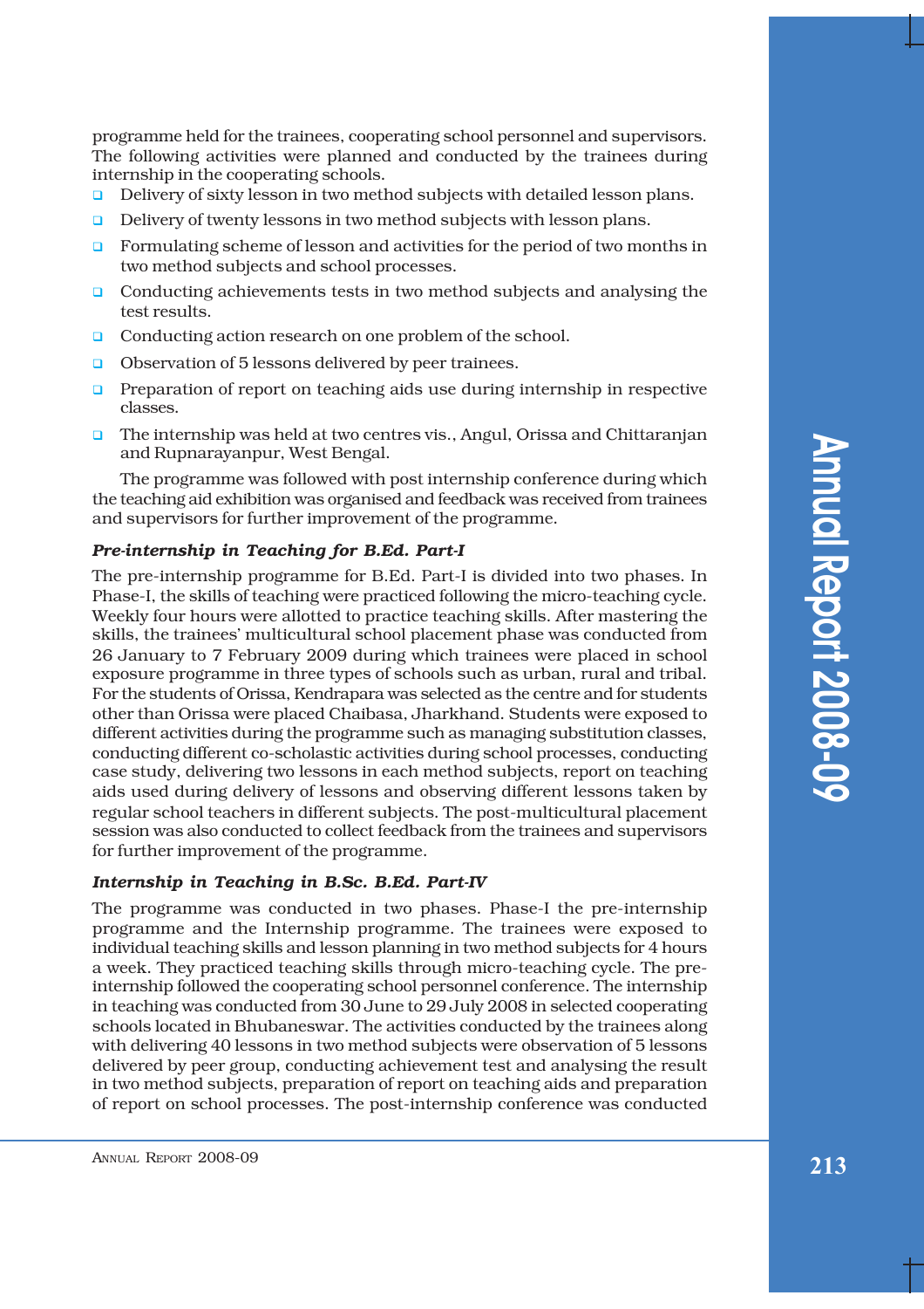programme held for the trainees, cooperating school personnel and supervisors. The following activities were planned and conducted by the trainees during internship in the cooperating schools.

- Delivery of sixty lesson in two method subjects with detailed lesson plans.
- Delivery of twenty lessons in two method subjects with lesson plans.
- Formulating scheme of lesson and activities for the period of two months in two method subjects and school processes.
- Conducting achievements tests in two method subjects and analysing the test results.
- Conducting action research on one problem of the school.
- Observation of 5 lessons delivered by peer trainees.
- Preparation of report on teaching aids use during internship in respective classes.
- The internship was held at two centres vis., Angul, Orissa and Chittaranjan and Rupnarayanpur, West Bengal.

The programme was followed with post internship conference during which the teaching aid exhibition was organised and feedback was received from trainees and supervisors for further improvement of the programme.

***Pre-internship in Teaching for B.Ed. Part-I***

The pre-internship programme for B.Ed. Part-I is divided into two phases. In Phase-I, the skills of teaching were practiced following the micro-teaching cycle. Weekly four hours were allotted to practice teaching skills. After mastering the skills, the trainees' multicultural school placement phase was conducted from 26 January to 7 February 2009 during which trainees were placed in school exposure programme in three types of schools such as urban, rural and tribal. For the students of Orissa, Kendrapara was selected as the centre and for students other than Orissa were placed Chaibasa, Jharkhand. Students were exposed to different activities during the programme such as managing substitution classes, conducting different co-scholastic activities during school processes, conducting case study, delivering two lessons in each method subjects, report on teaching aids used during delivery of lessons and observing different lessons taken by regular school teachers in different subjects. The post-multicultural placement session was also conducted to collect feedback from the trainees and supervisors for further improvement of the programme.

***Internship in Teaching in B.Sc. B.Ed. Part-IV***

The programme was conducted in two phases. Phase-I the pre-internship programme and the Internship programme. The trainees were exposed to individual teaching skills and lesson planning in two method subjects for 4 hours a week. They practiced teaching skills through micro-teaching cycle. The pre-internship followed the cooperating school personnel conference. The internship in teaching was conducted from 30 June to 29 July 2008 in selected cooperating schools located in Bhubaneswar. The activities conducted by the trainees along with delivering 40 lessons in two method subjects were observation of 5 lessons delivered by peer group, conducting achievement test and analysing the result in two method subjects, preparation of report on teaching aids and preparation of report on school processes. The post-internship conference was conducted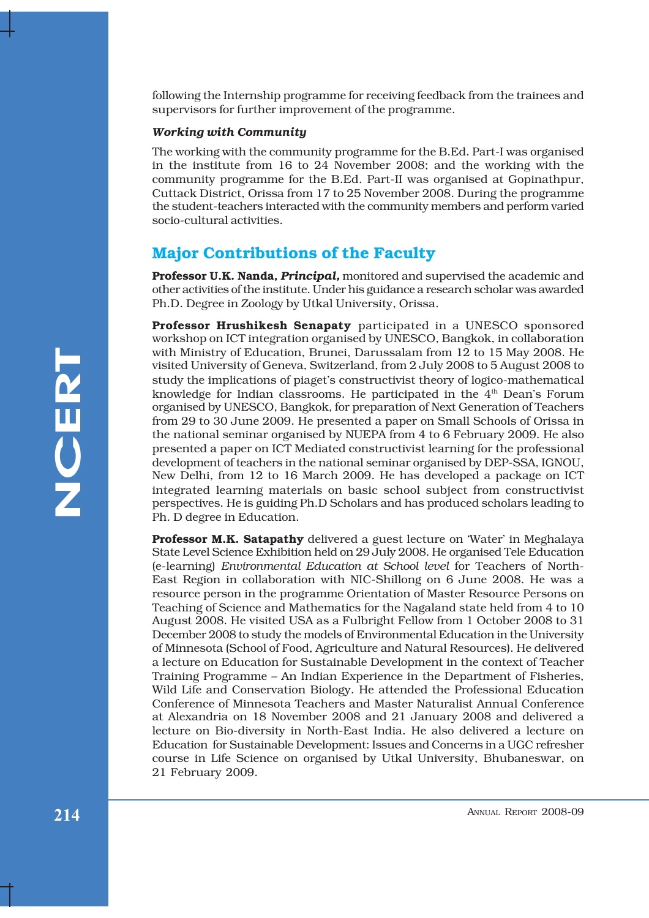following the Internship programme for receiving feedback from the trainees and supervisors for further improvement of the programme.

***Working with Community***

The working with the community programme for the B.Ed. Part-I was organised in the institute from 16 to 24 November 2008; and the working with the community programme for the B.Ed. Part-II was organised at Gopinathpur, Cuttack District, Orissa from 17 to 25 November 2008. During the programme the student-teachers interacted with the community members and perform varied socio-cultural activities.

## Major Contributions of the Faculty

**Professor U.K. Nanda,** ***Principal,*** monitored and supervised the academic and other activities of the institute. Under his guidance a research scholar was awarded Ph.D. Degree in Zoology by Utkal University, Orissa.

**Professor Hrushikesh Senapaty** participated in a UNESCO sponsored workshop on ICT integration organised by UNESCO, Bangkok, in collaboration with Ministry of Education, Brunei, Darussalam from 12 to 15 May 2008. He visited University of Geneva, Switzerland, from 2 July 2008 to 5 August 2008 to study the implications of piaget's constructivist theory of logico-mathematical knowledge for Indian classrooms. He participated in the 4th Dean's Forum organised by UNESCO, Bangkok, for preparation of Next Generation of Teachers from 29 to 30 June 2009. He presented a paper on Small Schools of Orissa in the national seminar organised by NUEPA from 4 to 6 February 2009. He also presented a paper on ICT Mediated constructivist learning for the professional development of teachers in the national seminar organised by DEP-SSA, IGNOU, New Delhi, from 12 to 16 March 2009. He has developed a package on ICT integrated learning materials on basic school subject from constructivist perspectives. He is guiding Ph.D Scholars and has produced scholars leading to Ph. D degree in Education.

**Professor M.K. Satapathy** delivered a guest lecture on 'Water' in Meghalaya State Level Science Exhibition held on 29 July 2008. He organised Tele Education (e-learning) *Environmental Education at School level* for Teachers of North-East Region in collaboration with NIC-Shillong on 6 June 2008. He was a resource person in the programme Orientation of Master Resource Persons on Teaching of Science and Mathematics for the Nagaland state held from 4 to 10 August 2008. He visited USA as a Fulbright Fellow from 1 October 2008 to 31 December 2008 to study the models of Environmental Education in the University of Minnesota (School of Food, Agriculture and Natural Resources). He delivered a lecture on Education for Sustainable Development in the context of Teacher Training Programme – An Indian Experience in the Department of Fisheries, Wild Life and Conservation Biology. He attended the Professional Education Conference of Minnesota Teachers and Master Naturalist Annual Conference at Alexandria on 18 November 2008 and 21 January 2008 and delivered a lecture on Bio-diversity in North-East India. He also delivered a lecture on Education for Sustainable Development: Issues and Concerns in a UGC refresher course in Life Science on organised by Utkal University, Bhubaneswar, on 21 February 2009.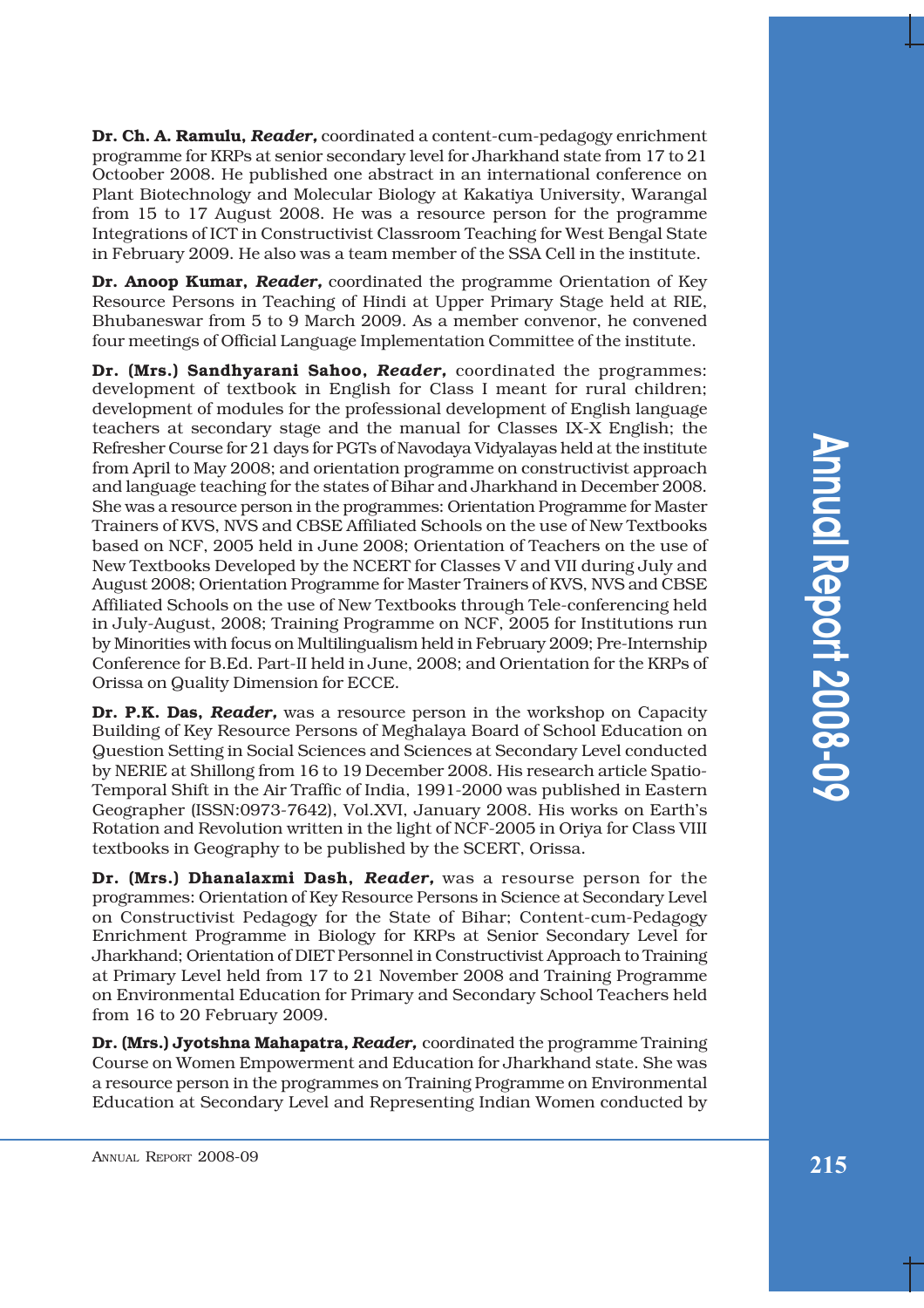**Dr. Ch. A. Ramulu,** ***Reader,*** coordinated a content-cum-pedagogy enrichment programme for KRPs at senior secondary level for Jharkhand state from 17 to 21 Octoober 2008. He published one abstract in an international conference on Plant Biotechnology and Molecular Biology at Kakatiya University, Warangal from 15 to 17 August 2008. He was a resource person for the programme Integrations of ICT in Constructivist Classroom Teaching for West Bengal State in February 2009. He also was a team member of the SSA Cell in the institute.

**Dr. Anoop Kumar,** ***Reader,*** coordinated the programme Orientation of Key Resource Persons in Teaching of Hindi at Upper Primary Stage held at RIE, Bhubaneswar from 5 to 9 March 2009. As a member convenor, he convened four meetings of Official Language Implementation Committee of the institute.

**Dr. (Mrs.) Sandhyarani Sahoo,** ***Reader,*** coordinated the programmes: development of textbook in English for Class I meant for rural children; development of modules for the professional development of English language teachers at secondary stage and the manual for Classes IX-X English; the Refresher Course for 21 days for PGTs of Navodaya Vidyalayas held at the institute from April to May 2008; and orientation programme on constructivist approach and language teaching for the states of Bihar and Jharkhand in December 2008. She was a resource person in the programmes: Orientation Programme for Master Trainers of KVS, NVS and CBSE Affiliated Schools on the use of New Textbooks based on NCF, 2005 held in June 2008; Orientation of Teachers on the use of New Textbooks Developed by the NCERT for Classes V and VII during July and August 2008; Orientation Programme for Master Trainers of KVS, NVS and CBSE Affiliated Schools on the use of New Textbooks through Tele-conferencing held in July-August, 2008; Training Programme on NCF, 2005 for Institutions run by Minorities with focus on Multilingualism held in February 2009; Pre-Internship Conference for B.Ed. Part-II held in June, 2008; and Orientation for the KRPs of Orissa on Quality Dimension for ECCE.

**Dr. P.K. Das,** ***Reader,*** was a resource person in the workshop on Capacity Building of Key Resource Persons of Meghalaya Board of School Education on Question Setting in Social Sciences and Sciences at Secondary Level conducted by NERIE at Shillong from 16 to 19 December 2008. His research article Spatio-Temporal Shift in the Air Traffic of India, 1991-2000 was published in Eastern Geographer (ISSN:0973-7642), Vol.XVI, January 2008. His works on Earth's Rotation and Revolution written in the light of NCF-2005 in Oriya for Class VIII textbooks in Geography to be published by the SCERT, Orissa.

**Dr. (Mrs.) Dhanalaxmi Dash,** ***Reader,*** was a resourse person for the programmes: Orientation of Key Resource Persons in Science at Secondary Level on Constructivist Pedagogy for the State of Bihar; Content-cum-Pedagogy Enrichment Programme in Biology for KRPs at Senior Secondary Level for Jharkhand; Orientation of DIET Personnel in Constructivist Approach to Training at Primary Level held from 17 to 21 November 2008 and Training Programme on Environmental Education for Primary and Secondary School Teachers held from 16 to 20 February 2009.

**Dr. (Mrs.) Jyotshna Mahapatra,** ***Reader,*** coordinated the programme Training Course on Women Empowerment and Education for Jharkhand state. She was a resource person in the programmes on Training Programme on Environmental Education at Secondary Level and Representing Indian Women conducted by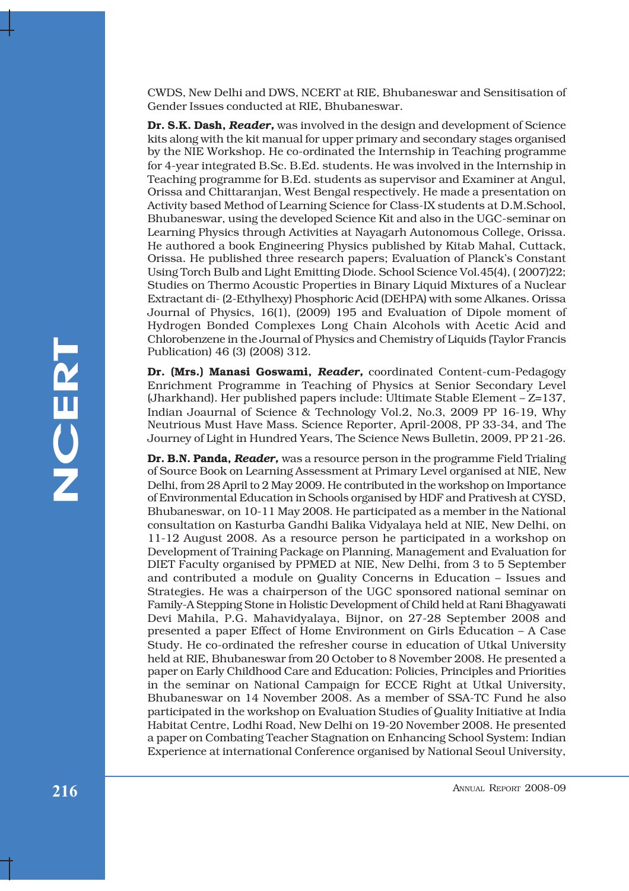CWDS, New Delhi and DWS, NCERT at RIE, Bhubaneswar and Sensitisation of Gender Issues conducted at RIE, Bhubaneswar.

**Dr. S.K. Dash, *Reader,*** was involved in the design and development of Science kits along with the kit manual for upper primary and secondary stages organised by the NIE Workshop. He co-ordinated the Internship in Teaching programme for 4-year integrated B.Sc. B.Ed. students. He was involved in the Internship in Teaching programme for B.Ed. students as supervisor and Examiner at Angul, Orissa and Chittaranjan, West Bengal respectively. He made a presentation on Activity based Method of Learning Science for Class-IX students at D.M.School, Bhubaneswar, using the developed Science Kit and also in the UGC-seminar on Learning Physics through Activities at Nayagarh Autonomous College, Orissa. He authored a book Engineering Physics published by Kitab Mahal, Cuttack, Orissa. He published three research papers; Evaluation of Planck's Constant Using Torch Bulb and Light Emitting Diode. School Science Vol.45(4), ( 2007)22; Studies on Thermo Acoustic Properties in Binary Liquid Mixtures of a Nuclear Extractant di- (2-Ethylhexy) Phosphoric Acid (DEHPA) with some Alkanes. Orissa Journal of Physics, 16(1), (2009) 195 and Evaluation of Dipole moment of Hydrogen Bonded Complexes Long Chain Alcohols with Acetic Acid and Chlorobenzene in the Journal of Physics and Chemistry of Liquids (Taylor Francis Publication) 46 (3) (2008) 312.

**Dr. (Mrs.) Manasi Goswami, *Reader,*** coordinated Content-cum-Pedagogy Enrichment Programme in Teaching of Physics at Senior Secondary Level (Jharkhand). Her published papers include: Ultimate Stable Element – Z=137, Indian Joaurnal of Science & Technology Vol.2, No.3, 2009 PP 16-19, Why Neutrious Must Have Mass. Science Reporter, April-2008, PP 33-34, and The Journey of Light in Hundred Years, The Science News Bulletin, 2009, PP 21-26.

**Dr. B.N. Panda, *Reader,*** was a resource person in the programme Field Trialing of Source Book on Learning Assessment at Primary Level organised at NIE, New Delhi, from 28 April to 2 May 2009. He contributed in the workshop on Importance of Environmental Education in Schools organised by HDF and Prativesh at CYSD, Bhubaneswar, on 10-11 May 2008. He participated as a member in the National consultation on Kasturba Gandhi Balika Vidyalaya held at NIE, New Delhi, on 11-12 August 2008. As a resource person he participated in a workshop on Development of Training Package on Planning, Management and Evaluation for DIET Faculty organised by PPMED at NIE, New Delhi, from 3 to 5 September and contributed a module on Quality Concerns in Education – Issues and Strategies. He was a chairperson of the UGC sponsored national seminar on Family-A Stepping Stone in Holistic Development of Child held at Rani Bhagyawati Devi Mahila, P.G. Mahavidyalaya, Bijnor, on 27-28 September 2008 and presented a paper Effect of Home Environment on Girls Education – A Case Study. He co-ordinated the refresher course in education of Utkal University held at RIE, Bhubaneswar from 20 October to 8 November 2008. He presented a paper on Early Childhood Care and Education: Policies, Principles and Priorities in the seminar on National Campaign for ECCE Right at Utkal University, Bhubaneswar on 14 November 2008. As a member of SSA-TC Fund he also participated in the workshop on Evaluation Studies of Quality Initiative at India Habitat Centre, Lodhi Road, New Delhi on 19-20 November 2008. He presented a paper on Combating Teacher Stagnation on Enhancing School System: Indian Experience at international Conference organised by National Seoul University,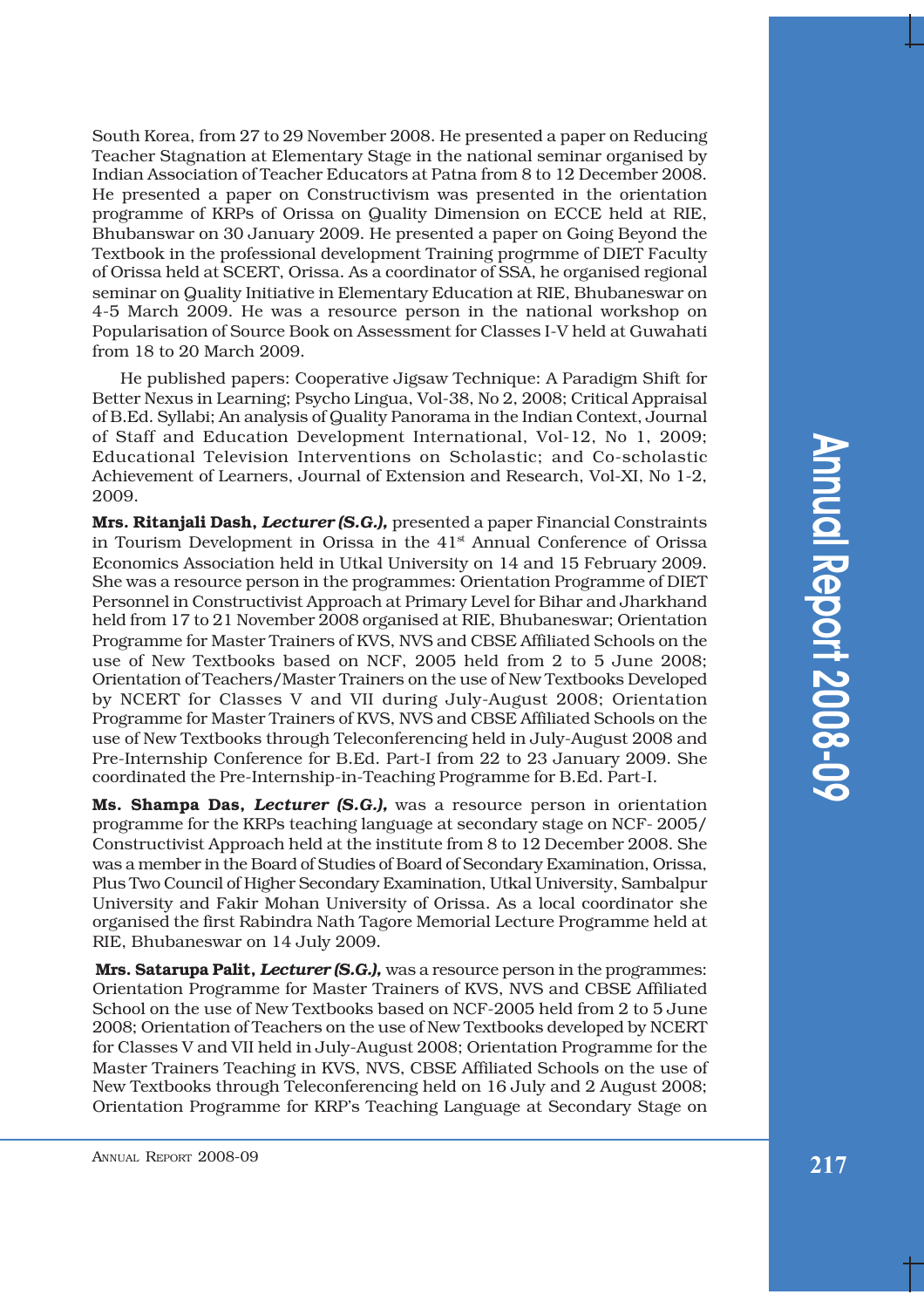South Korea, from 27 to 29 November 2008. He presented a paper on Reducing Teacher Stagnation at Elementary Stage in the national seminar organised by Indian Association of Teacher Educators at Patna from 8 to 12 December 2008. He presented a paper on Constructivism was presented in the orientation programme of KRPs of Orissa on Quality Dimension on ECCE held at RIE, Bhubanswar on 30 January 2009. He presented a paper on Going Beyond the Textbook in the professional development Training progrmme of DIET Faculty of Orissa held at SCERT, Orissa. As a coordinator of SSA, he organised regional seminar on Quality Initiative in Elementary Education at RIE, Bhubaneswar on 4-5 March 2009. He was a resource person in the national workshop on Popularisation of Source Book on Assessment for Classes I-V held at Guwahati from 18 to 20 March 2009.

He published papers: Cooperative Jigsaw Technique: A Paradigm Shift for Better Nexus in Learning; Psycho Lingua, Vol-38, No 2, 2008; Critical Appraisal of B.Ed. Syllabi; An analysis of Quality Panorama in the Indian Context, Journal of Staff and Education Development International, Vol-12, No 1, 2009; Educational Television Interventions on Scholastic; and Co-scholastic Achievement of Learners, Journal of Extension and Research, Vol-XI, No 1-2, 2009.

**Mrs. Ritanjali Dash, *Lecturer (S.G.),*** presented a paper Financial Constraints in Tourism Development in Orissa in the 41st Annual Conference of Orissa Economics Association held in Utkal University on 14 and 15 February 2009. She was a resource person in the programmes: Orientation Programme of DIET Personnel in Constructivist Approach at Primary Level for Bihar and Jharkhand held from 17 to 21 November 2008 organised at RIE, Bhubaneswar; Orientation Programme for Master Trainers of KVS, NVS and CBSE Affiliated Schools on the use of New Textbooks based on NCF, 2005 held from 2 to 5 June 2008; Orientation of Teachers/Master Trainers on the use of New Textbooks Developed by NCERT for Classes V and VII during July-August 2008; Orientation Programme for Master Trainers of KVS, NVS and CBSE Affiliated Schools on the use of New Textbooks through Teleconferencing held in July-August 2008 and Pre-Internship Conference for B.Ed. Part-I from 22 to 23 January 2009. She coordinated the Pre-Internship-in-Teaching Programme for B.Ed. Part-I.

**Ms. Shampa Das, *Lecturer (S.G.),*** was a resource person in orientation programme for the KRPs teaching language at secondary stage on NCF- 2005/ Constructivist Approach held at the institute from 8 to 12 December 2008. She was a member in the Board of Studies of Board of Secondary Examination, Orissa, Plus Two Council of Higher Secondary Examination, Utkal University, Sambalpur University and Fakir Mohan University of Orissa. As a local coordinator she organised the first Rabindra Nath Tagore Memorial Lecture Programme held at RIE, Bhubaneswar on 14 July 2009.

**Mrs. Satarupa Palit, *Lecturer (S.G.),*** was a resource person in the programmes: Orientation Programme for Master Trainers of KVS, NVS and CBSE Affiliated School on the use of New Textbooks based on NCF-2005 held from 2 to 5 June 2008; Orientation of Teachers on the use of New Textbooks developed by NCERT for Classes V and VII held in July-August 2008; Orientation Programme for the Master Trainers Teaching in KVS, NVS, CBSE Affiliated Schools on the use of New Textbooks through Teleconferencing held on 16 July and 2 August 2008; Orientation Programme for KRP's Teaching Language at Secondary Stage on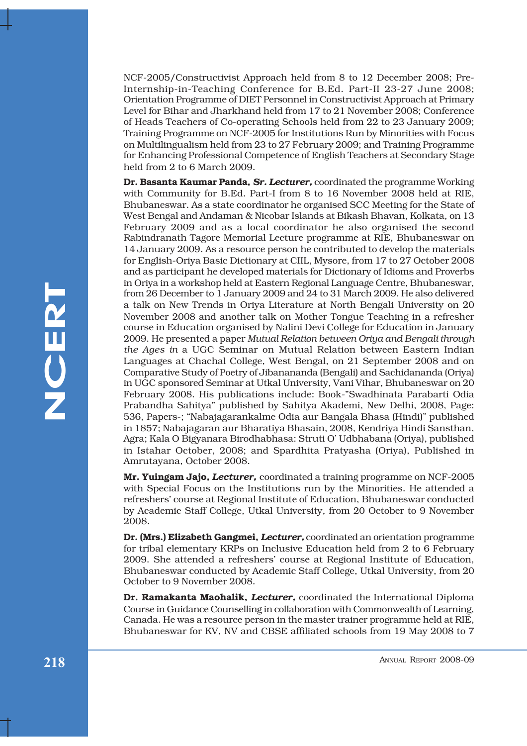NCF-2005/Constructivist Approach held from 8 to 12 December 2008; Pre-Internship-in-Teaching Conference for B.Ed. Part-II 23-27 June 2008; Orientation Programme of DIET Personnel in Constructivist Approach at Primary Level for Bihar and Jharkhand held from 17 to 21 November 2008; Conference of Heads Teachers of Co-operating Schools held from 22 to 23 January 2009; Training Programme on NCF-2005 for Institutions Run by Minorities with Focus on Multilingualism held from 23 to 27 February 2009; and Training Programme for Enhancing Professional Competence of English Teachers at Secondary Stage held from 2 to 6 March 2009.

**Dr. Basanta Kaumar Panda,** ***Sr. Lecturer,*** coordinated the programme Working with Community for B.Ed. Part-I from 8 to 16 November 2008 held at RIE, Bhubaneswar. As a state coordinator he organised SCC Meeting for the State of West Bengal and Andaman & Nicobar Islands at Bikash Bhavan, Kolkata, on 13 February 2009 and as a local coordinator he also organised the second Rabindranath Tagore Memorial Lecture programme at RIE, Bhubaneswar on 14 January 2009. As a resource person he contributed to develop the materials for English-Oriya Basic Dictionary at CIIL, Mysore, from 17 to 27 October 2008 and as participant he developed materials for Dictionary of Idioms and Proverbs in Oriya in a workshop held at Eastern Regional Language Centre, Bhubaneswar, from 26 December to 1 January 2009 and 24 to 31 March 2009. He also delivered a talk on New Trends in Oriya Literature at North Bengali University on 20 November 2008 and another talk on Mother Tongue Teaching in a refresher course in Education organised by Nalini Devi College for Education in January 2009. He presented a paper *Mutual Relation between Oriya and Bengali through the Ages in* a UGC Seminar on Mutual Relation between Eastern Indian Languages at Chachal College, West Bengal, on 21 September 2008 and on Comparative Study of Poetry of Jibanananda (Bengali) and Sachidananda (Oriya) in UGC sponsored Seminar at Utkal University, Vani Vihar, Bhubaneswar on 20 February 2008. His publications include: Book-"Swadhinata Parabarti Odia Prabandha Sahitya" published by Sahitya Akademi, New Delhi, 2008, Page: 536, Papers-; "Nabajagarankalme Odia aur Bangala Bhasa (Hindi)" published in 1857; Nabajagaran aur Bharatiya Bhasain, 2008, Kendriya Hindi Sansthan, Agra; Kala O Bigyanara Birodhabhasa: Struti O' Udbhabana (Oriya), published in Istahar October, 2008; and Spardhita Pratyasha (Oriya), Published in Amrutayana, October 2008.

**Mr. Yuingam Jajo,** ***Lecturer,*** coordinated a training programme on NCF-2005 with Special Focus on the Institutions run by the Minorities. He attended a refreshers' course at Regional Institute of Education, Bhubaneswar conducted by Academic Staff College, Utkal University, from 20 October to 9 November 2008.

**Dr. (Mrs.) Elizabeth Gangmei,** ***Lecturer,*** coordinated an orientation programme for tribal elementary KRPs on Inclusive Education held from 2 to 6 February 2009. She attended a refreshers' course at Regional Institute of Education, Bhubaneswar conducted by Academic Staff College, Utkal University, from 20 October to 9 November 2008.

**Dr. Ramakanta Maohalik,** ***Lecturer,*** coordinated the International Diploma Course in Guidance Counselling in collaboration with Commonwealth of Learning, Canada. He was a resource person in the master trainer programme held at RIE, Bhubaneswar for KV, NV and CBSE affiliated schools from 19 May 2008 to 7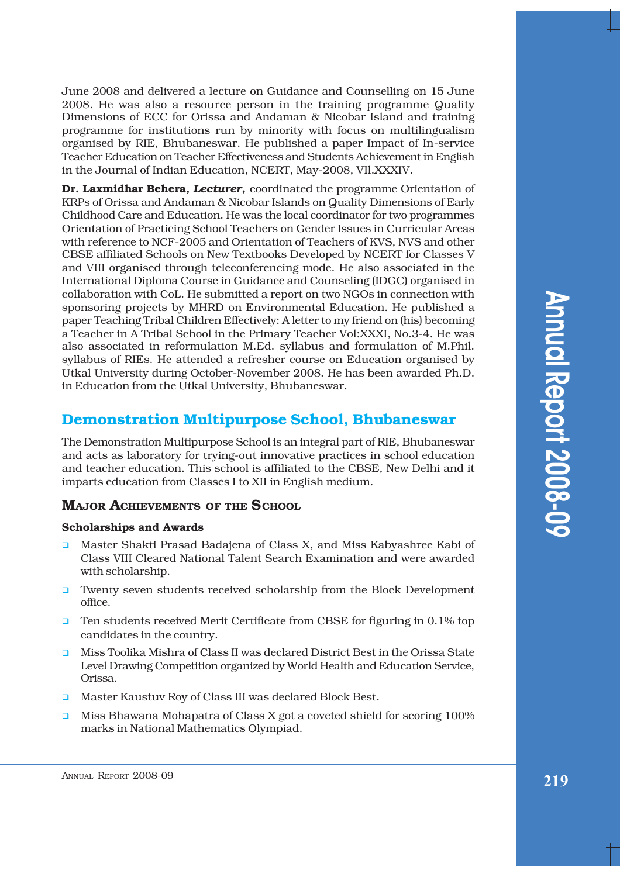June 2008 and delivered a lecture on Guidance and Counselling on 15 June 2008. He was also a resource person in the training programme Quality Dimensions of ECC for Orissa and Andaman & Nicobar Island and training programme for institutions run by minority with focus on multilingualism organised by RIE, Bhubaneswar. He published a paper Impact of In-service Teacher Education on Teacher Effectiveness and Students Achievement in English in the Journal of Indian Education, NCERT, May-2008, Vll.XXXIV.

**Dr. Laxmidhar Behera,** ***Lecturer,*** coordinated the programme Orientation of KRPs of Orissa and Andaman & Nicobar Islands on Quality Dimensions of Early Childhood Care and Education. He was the local coordinator for two programmes Orientation of Practicing School Teachers on Gender Issues in Curricular Areas with reference to NCF-2005 and Orientation of Teachers of KVS, NVS and other CBSE affiliated Schools on New Textbooks Developed by NCERT for Classes V and VIII organised through teleconferencing mode. He also associated in the International Diploma Course in Guidance and Counseling (IDGC) organised in collaboration with CoL. He submitted a report on two NGOs in connection with sponsoring projects by MHRD on Environmental Education. He published a paper Teaching Tribal Children Effectively: A letter to my friend on (his) becoming a Teacher in A Tribal School in the Primary Teacher Vol:XXXI, No.3-4. He was also associated in reformulation M.Ed. syllabus and formulation of M.Phil. syllabus of RIEs. He attended a refresher course on Education organised by Utkal University during October-November 2008. He has been awarded Ph.D. in Education from the Utkal University, Bhubaneswar.

## Demonstration Multipurpose School, Bhubaneswar

The Demonstration Multipurpose School is an integral part of RIE, Bhubaneswar and acts as laboratory for trying-out innovative practices in school education and teacher education. This school is affiliated to the CBSE, New Delhi and it imparts education from Classes I to XII in English medium.

### Major Achievements of the School

**Scholarships and Awards**

- Master Shakti Prasad Badajena of Class X, and Miss Kabyashree Kabi of Class VIII Cleared National Talent Search Examination and were awarded with scholarship.
- Twenty seven students received scholarship from the Block Development office.
- Ten students received Merit Certificate from CBSE for figuring in 0.1% top candidates in the country.
- Miss Toolika Mishra of Class II was declared District Best in the Orissa State Level Drawing Competition organized by World Health and Education Service, Orissa.
- Master Kaustuv Roy of Class III was declared Block Best.
- Miss Bhawana Mohapatra of Class X got a coveted shield for scoring 100% marks in National Mathematics Olympiad.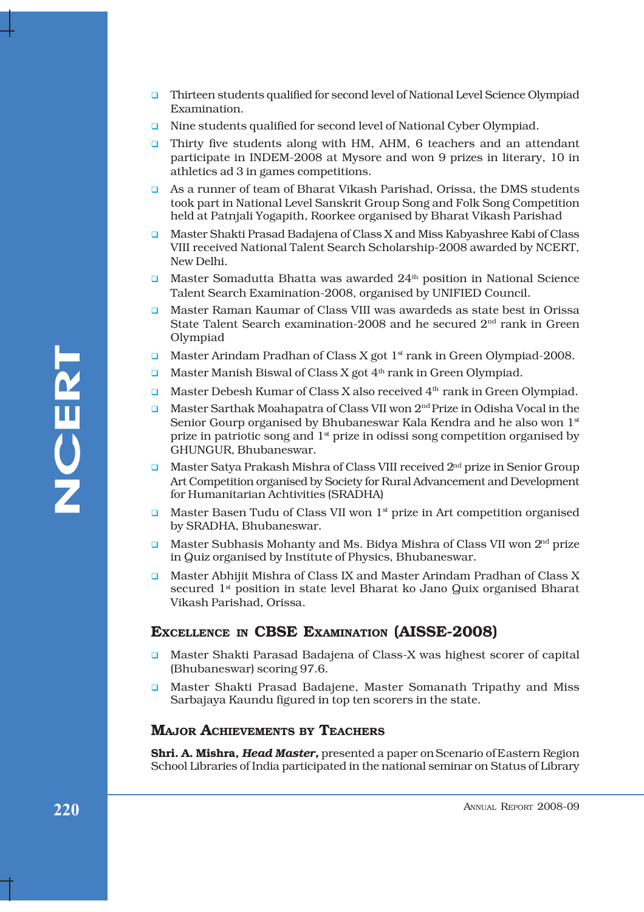- Thirteen students qualified for second level of National Level Science Olympiad Examination.
- Nine students qualified for second level of National Cyber Olympiad.
- Thirty five students along with HM, AHM, 6 teachers and an attendant participate in INDEM-2008 at Mysore and won 9 prizes in literary, 10 in athletics ad 3 in games competitions.
- As a runner of team of Bharat Vikash Parishad, Orissa, the DMS students took part in National Level Sanskrit Group Song and Folk Song Competition held at Patnjali Yogapith, Roorkee organised by Bharat Vikash Parishad
- Master Shakti Prasad Badajena of Class X and Miss Kabyashree Kabi of Class VIII received National Talent Search Scholarship-2008 awarded by NCERT, New Delhi.
- Master Somadutta Bhatta was awarded 24th position in National Science Talent Search Examination-2008, organised by UNIFIED Council.
- Master Raman Kaumar of Class VIII was awardeds as state best in Orissa State Talent Search examination-2008 and he secured 2nd rank in Green Olympiad
- Master Arindam Pradhan of Class X got 1st rank in Green Olympiad-2008.
- Master Manish Biswal of Class X got 4th rank in Green Olympiad.
- Master Debesh Kumar of Class X also received 4th rank in Green Olympiad.
- Master Sarthak Moahapatra of Class VII won 2nd Prize in Odisha Vocal in the Senior Gourp organised by Bhubaneswar Kala Kendra and he also won 1st prize in patriotic song and 1st prize in odissi song competition organised by GHUNGUR, Bhubaneswar.
- Master Satya Prakash Mishra of Class VIII received 2nd prize in Senior Group Art Competition organised by Society for Rural Advancement and Development for Humanitarian Achtivities (SRADHA)
- Master Basen Tudu of Class VII won 1st prize in Art competition organised by SRADHA, Bhubaneswar.
- Master Subhasis Mohanty and Ms. Bidya Mishra of Class VII won 2nd prize in Quiz organised by Institute of Physics, Bhubaneswar.
- Master Abhijit Mishra of Class IX and Master Arindam Pradhan of Class X secured 1st position in state level Bharat ko Jano Quix organised Bharat Vikash Parishad, Orissa.

## Excellence in CBSE Examination (AISSE-2008)

- Master Shakti Parasad Badajena of Class-X was highest scorer of capital (Bhubaneswar) scoring 97.6.
- Master Shakti Prasad Badajene, Master Somanath Tripathy and Miss Sarbajaya Kaundu figured in top ten scorers in the state.

## Major Achievements by Teachers

**Shri. A. Mishra,** ***Head Master,*** presented a paper on Scenario of Eastern Region School Libraries of India participated in the national seminar on Status of Library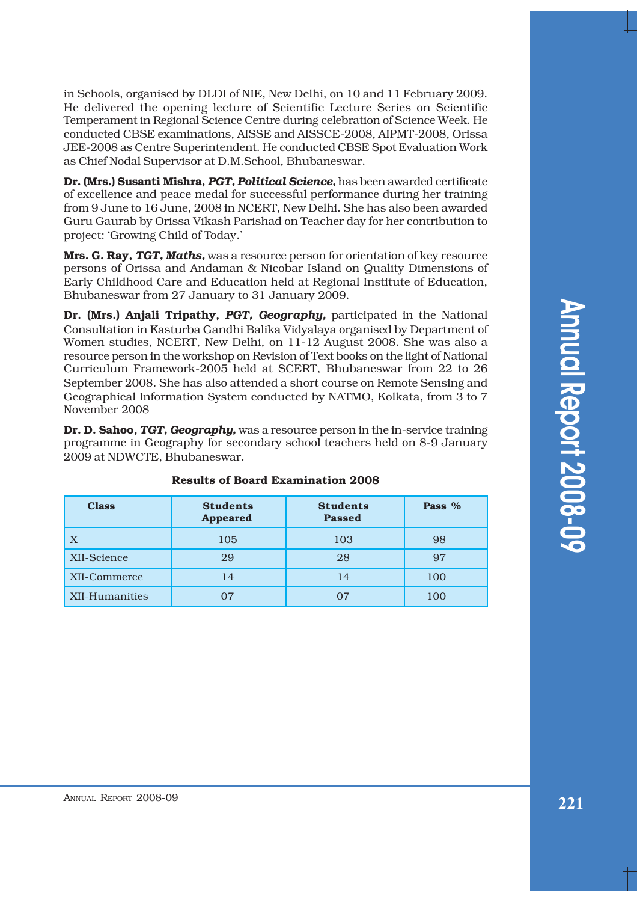in Schools, organised by DLDI of NIE, New Delhi, on 10 and 11 February 2009. He delivered the opening lecture of Scientific Lecture Series on Scientific Temperament in Regional Science Centre during celebration of Science Week. He conducted CBSE examinations, AISSE and AISSCE-2008, AIPMT-2008, Orissa JEE-2008 as Centre Superintendent. He conducted CBSE Spot Evaluation Work as Chief Nodal Supervisor at D.M.School, Bhubaneswar.

**Dr. (Mrs.) Susanti Mishra,** ***PGT, Political Science,*** has been awarded certificate of excellence and peace medal for successful performance during her training from 9 June to 16 June, 2008 in NCERT, New Delhi. She has also been awarded Guru Gaurab by Orissa Vikash Parishad on Teacher day for her contribution to project: 'Growing Child of Today.'

**Mrs. G. Ray,** ***TGT, Maths,*** was a resource person for orientation of key resource persons of Orissa and Andaman & Nicobar Island on Quality Dimensions of Early Childhood Care and Education held at Regional Institute of Education, Bhubaneswar from 27 January to 31 January 2009.

**Dr. (Mrs.) Anjali Tripathy,** ***PGT, Geography,*** participated in the National Consultation in Kasturba Gandhi Balika Vidyalaya organised by Department of Women studies, NCERT, New Delhi, on 11-12 August 2008. She was also a resource person in the workshop on Revision of Text books on the light of National Curriculum Framework-2005 held at SCERT, Bhubaneswar from 22 to 26 September 2008. She has also attended a short course on Remote Sensing and Geographical Information System conducted by NATMO, Kolkata, from 3 to 7 November 2008

**Dr. D. Sahoo,** ***TGT, Geography,*** was a resource person in the in-service training programme in Geography for secondary school teachers held on 8-9 January 2009 at NDWCTE, Bhubaneswar.

**Results of Board Examination 2008**

| Class | Students Appeared | Students Passed | Pass % |
|---|---|---|---|
| X | 105 | 103 | 98 |
| XII-Science | 29 | 28 | 97 |
| XII-Commerce | 14 | 14 | 100 |
| XII-Humanities | 07 | 07 | 100 |